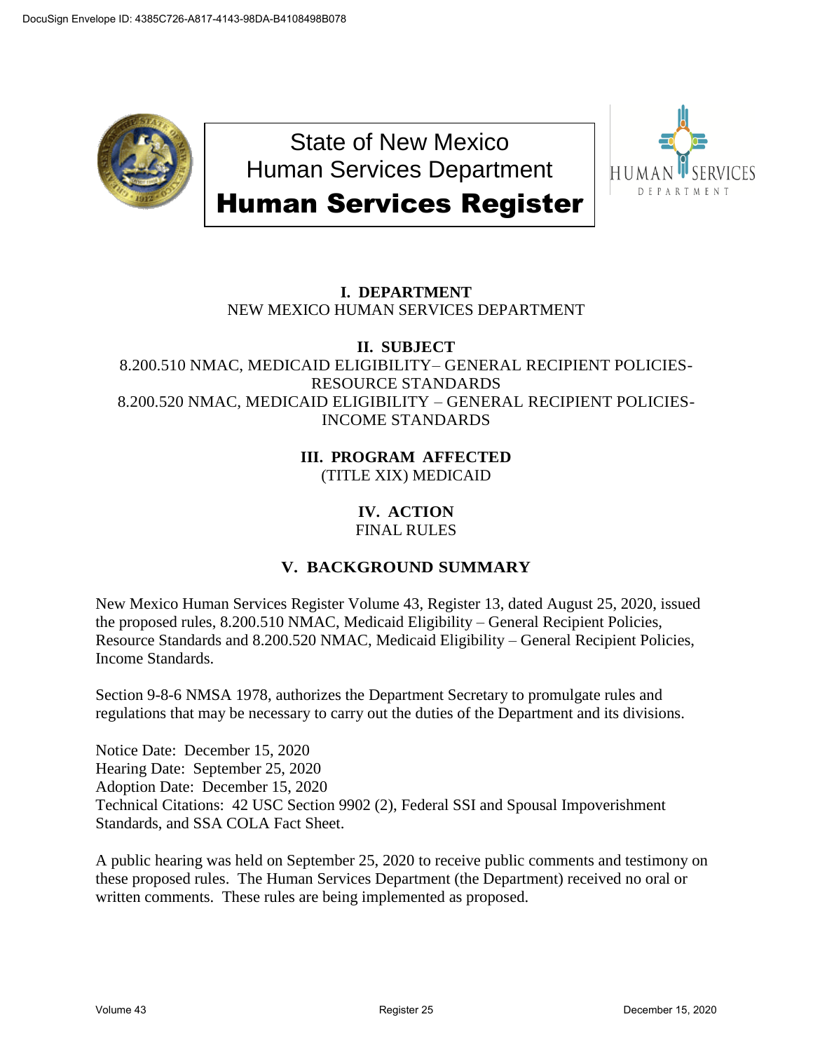# State of New Mexico
## Human Services Department
# Human Services Register

**I. DEPARTMENT**
NEW MEXICO HUMAN SERVICES DEPARTMENT

**II. SUBJECT**
8.200.510 NMAC, MEDICAID ELIGIBILITY– GENERAL RECIPIENT POLICIES-RESOURCE STANDARDS
8.200.520 NMAC, MEDICAID ELIGIBILITY – GENERAL RECIPIENT POLICIES-INCOME STANDARDS

**III. PROGRAM AFFECTED**
(TITLE XIX) MEDICAID

**IV. ACTION**
FINAL RULES

**V. BACKGROUND SUMMARY**

New Mexico Human Services Register Volume 43, Register 13, dated August 25, 2020, issued the proposed rules, 8.200.510 NMAC, Medicaid Eligibility – General Recipient Policies, Resource Standards and 8.200.520 NMAC, Medicaid Eligibility – General Recipient Policies, Income Standards.

Section 9-8-6 NMSA 1978, authorizes the Department Secretary to promulgate rules and regulations that may be necessary to carry out the duties of the Department and its divisions.

Notice Date: December 15, 2020
Hearing Date: September 25, 2020
Adoption Date: December 15, 2020
Technical Citations: 42 USC Section 9902 (2), Federal SSI and Spousal Impoverishment Standards, and SSA COLA Fact Sheet.

A public hearing was held on September 25, 2020 to receive public comments and testimony on these proposed rules. The Human Services Department (the Department) received no oral or written comments. These rules are being implemented as proposed.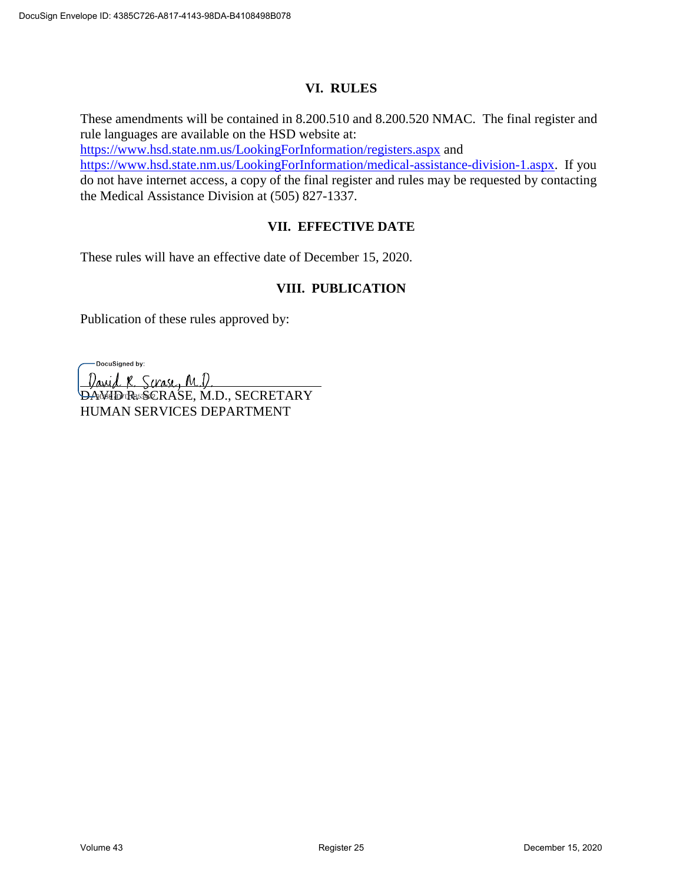## VI. RULES

These amendments will be contained in 8.200.510 and 8.200.520 NMAC. The final register and rule languages are available on the HSD website at: https://www.hsd.state.nm.us/LookingForInformation/registers.aspx and https://www.hsd.state.nm.us/LookingForInformation/medical-assistance-division-1.aspx. If you do not have internet access, a copy of the final register and rules may be requested by contacting the Medical Assistance Division at (505) 827-1337.

## VII. EFFECTIVE DATE

These rules will have an effective date of December 15, 2020.

## VIII. PUBLICATION

Publication of these rules approved by:

DocuSigned by:
David R. Scrase, M.D.

DAVID R. SCRASE, M.D., SECRETARY
HUMAN SERVICES DEPARTMENT